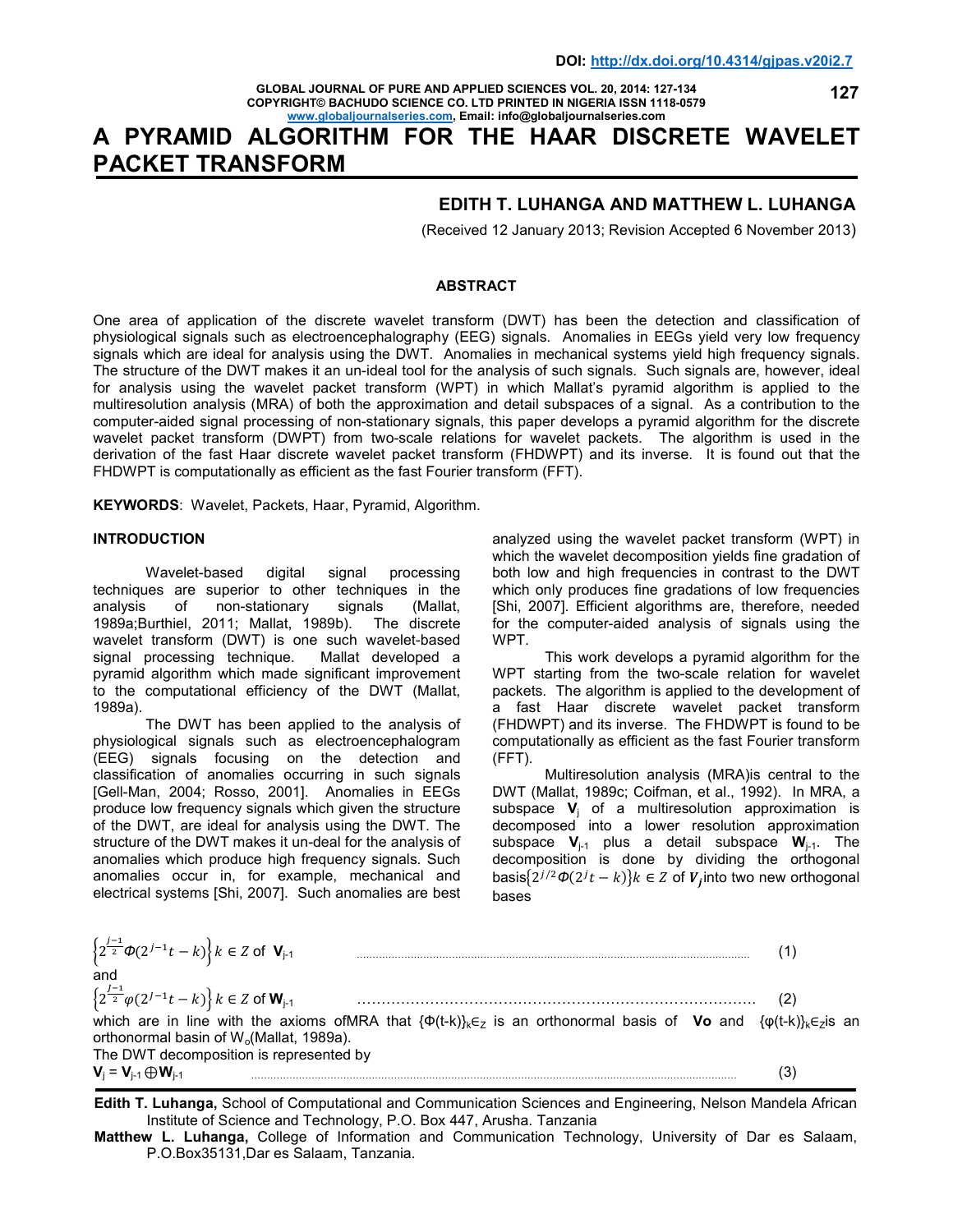DOI: http://dx.doi.org/10.4314/gjpas.v20i2.7

# A PYRAMID ALGORITHM FOR THE HAAR DISCRETE WAVELET PACKET TRANSFORM

**EDITH T. LUHANGA AND MATTHEW L. LUHANGA**

(Received 12 January 2013; Revision Accepted 6 November 2013)

## ABSTRACT

One area of application of the discrete wavelet transform (DWT) has been the detection and classification of physiological signals such as electroencephalography (EEG) signals. Anomalies in EEGs yield very low frequency signals which are ideal for analysis using the DWT. Anomalies in mechanical systems yield high frequency signals. The structure of the DWT makes it an un-ideal tool for the analysis of such signals. Such signals are, however, ideal for analysis using the wavelet packet transform (WPT) in which Mallat's pyramid algorithm is applied to the multiresolution analysis (MRA) of both the approximation and detail subspaces of a signal. As a contribution to the computer-aided signal processing of non-stationary signals, this paper develops a pyramid algorithm for the discrete wavelet packet transform (DWPT) from two-scale relations for wavelet packets. The algorithm is used in the derivation of the fast Haar discrete wavelet packet transform (FHDWPT) and its inverse. It is found out that the FHDWPT is computationally as efficient as the fast Fourier transform (FFT).

**KEYWORDS**: Wavelet, Packets, Haar, Pyramid, Algorithm.

## INTRODUCTION

Wavelet-based digital signal processing techniques are superior to other techniques in the analysis of non-stationary signals (Mallat, 1989a;Burthiel, 2011; Mallat, 1989b). The discrete wavelet transform (DWT) is one such wavelet-based signal processing technique. Mallat developed a pyramid algorithm which made significant improvement to the computational efficiency of the DWT (Mallat, 1989a).

The DWT has been applied to the analysis of physiological signals such as electroencephalogram (EEG) signals focusing on the detection and classification of anomalies occurring in such signals [Gell-Man, 2004; Rosso, 2001]. Anomalies in EEGs produce low frequency signals which given the structure of the DWT, are ideal for analysis using the DWT. The structure of the DWT makes it un-deal for the analysis of anomalies which produce high frequency signals. Such anomalies occur in, for example, mechanical and electrical systems [Shi, 2007]. Such anomalies are best analyzed using the wavelet packet transform (WPT) in which the wavelet decomposition yields fine gradation of both low and high frequencies in contrast to the DWT which only produces fine gradations of low frequencies [Shi, 2007]. Efficient algorithms are, therefore, needed for the computer-aided analysis of signals using the WPT.

This work develops a pyramid algorithm for the WPT starting from the two-scale relation for wavelet packets. The algorithm is applied to the development of a fast Haar discrete wavelet packet transform (FHDWPT) and its inverse. The FHDWPT is found to be computationally as efficient as the fast Fourier transform (FFT).

Multiresolution analysis (MRA)is central to the DWT (Mallat, 1989c; Coifman, et al., 1992). In MRA, a subspace $\mathbf{V}_j$ of a multiresolution approximation is decomposed into a lower resolution approximation subspace $\mathbf{V}_{j-1}$ plus a detail subspace $\mathbf{W}_{j-1}$. The decomposition is done by dividing the orthogonal basis$\{2^{j/2}\Phi(2^j t-k)\}k \in Z$ of $\boldsymbol{V_j}$into two new orthogonal bases

$$\left\{2^{\frac{j-1}{2}}\Phi(2^{j-1}t-k)\right\} k \in Z \text{ of } \mathbf{V}_{j-1} \qquad (1)$$

and

$$\left\{2^{\frac{j-1}{2}}\varphi(2^{j-1}t-k)\right\} k \in Z \text{ of } \mathbf{W}_{j-1} \qquad (2)$$

which are in line with the axioms ofMRA that $\{\Phi(t-k)\}_{k}\in_Z$ is an orthonormal basis of $\mathbf{Vo}$ and $\{\varphi(t-k)\}_{k}\in_Z$is an orthonormal basin of $W_o$(Mallat, 1989a).

The DWT decomposition is represented by

$$\mathbf{V}_j = \mathbf{V}_{j-1} \oplus \mathbf{W}_{j-1} \qquad (3)$$

**Edith T. Luhanga,** School of Computational and Communication Sciences and Engineering, Nelson Mandela African Institute of Science and Technology, P.O. Box 447, Arusha. Tanzania

**Matthew L. Luhanga,** College of Information and Communication Technology, University of Dar es Salaam, P.O.Box35131,Dar es Salaam, Tanzania.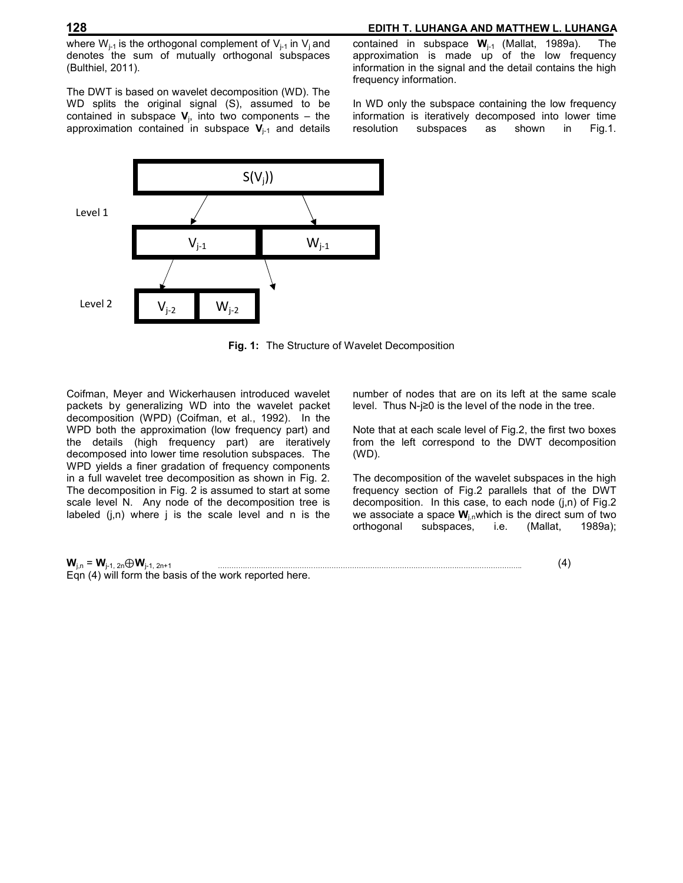where $W_{j-1}$ is the orthogonal complement of $V_{j-1}$ in $V_j$ and denotes the sum of mutually orthogonal subspaces (Bulthiel, 2011).

The DWT is based on wavelet decomposition (WD). The WD splits the original signal (S), assumed to be contained in subspace $\mathbf{V}_j$, into two components – the approximation contained in subspace $\mathbf{V}_{j-1}$ and details contained in subspace $\mathbf{W}_{j-1}$ (Mallat, 1989a). The approximation is made up of the low frequency information in the signal and the detail contains the high frequency information.

In WD only the subspace containing the low frequency information is iteratively decomposed into lower time resolution subspaces as shown in Fig.1.

Level 1: $S(V_j))$ → $V_{j-1}$, $W_{j-1}$

Level 2: $V_{j-1}$ → $V_{j-2}$, $W_{j-2}$

**Fig. 1:** The Structure of Wavelet Decomposition

Coifman, Meyer and Wickerhausen introduced wavelet packets by generalizing WD into the wavelet packet decomposition (WPD) (Coifman, et al., 1992). In the WPD both the approximation (low frequency part) and the details (high frequency part) are iteratively decomposed into lower time resolution subspaces. The WPD yields a finer gradation of frequency components in a full wavelet tree decomposition as shown in Fig. 2. The decomposition in Fig. 2 is assumed to start at some scale level N. Any node of the decomposition tree is labeled (j,n) where j is the scale level and n is the number of nodes that are on its left at the same scale level. Thus $N-j \geq 0$ is the level of the node in the tree.

Note that at each scale level of Fig.2, the first two boxes from the left correspond to the DWT decomposition (WD).

The decomposition of the wavelet subspaces in the high frequency section of Fig.2 parallels that of the DWT decomposition. In this case, to each node (j,n) of Fig.2 we associate a space $\mathbf{W}_{j,n}$ which is the direct sum of two orthogonal subspaces, i.e. (Mallat, 1989a);

$$\mathbf{W}_{j,n} = \mathbf{W}_{j-1,\,2n} \oplus \mathbf{W}_{j-1,\,2n+1} \qquad (4)$$

Eqn (4) will form the basis of the work reported here.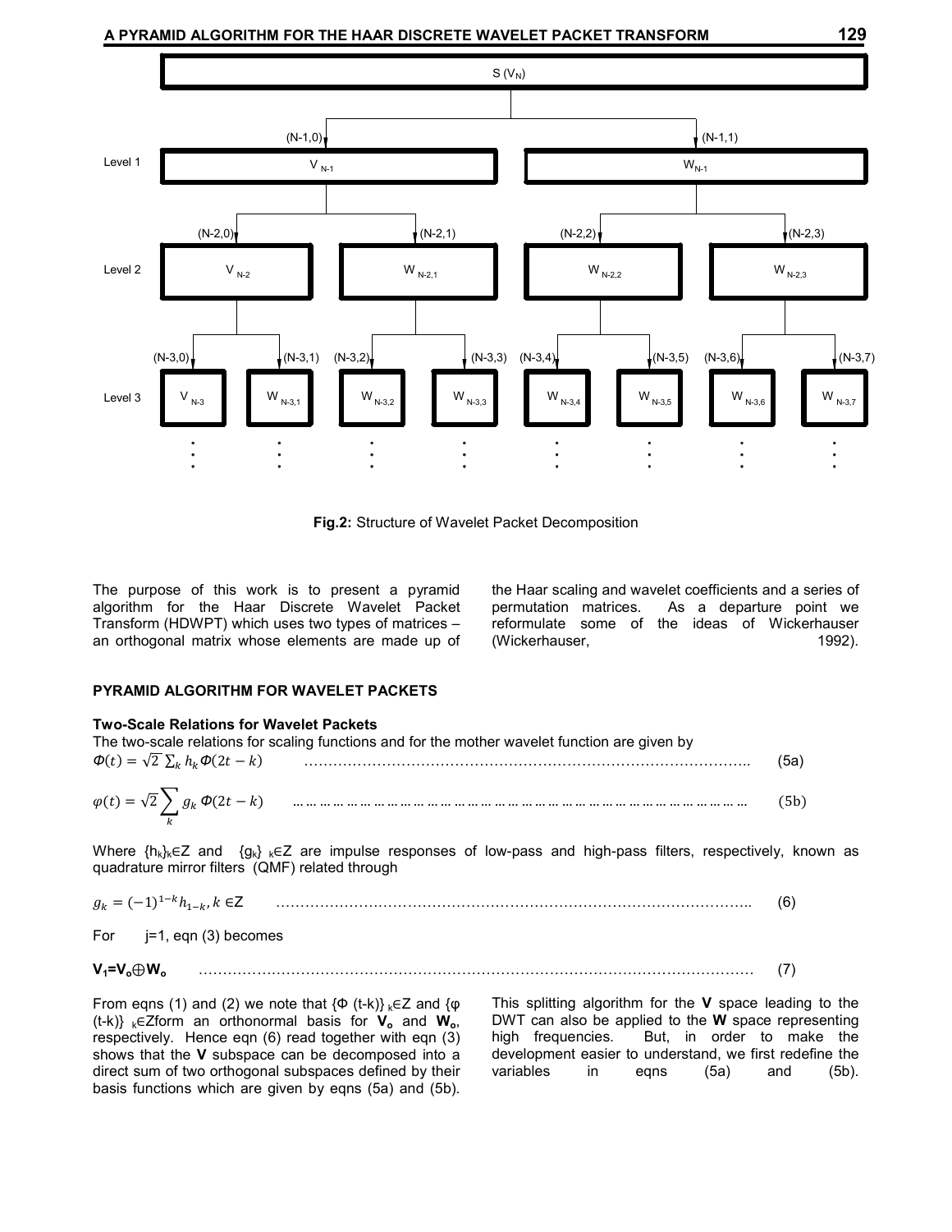Fig.2: Structure of Wavelet Packet Decomposition

The purpose of this work is to present a pyramid algorithm for the Haar Discrete Wavelet Packet Transform (HDWPT) which uses two types of matrices – an orthogonal matrix whose elements are made up of the Haar scaling and wavelet coefficients and a series of permutation matrices. As a departure point we reformulate some of the ideas of Wickerhauser (Wickerhauser, 1992).

## PYRAMID ALGORITHM FOR WAVELET PACKETS

### Two-Scale Relations for Wavelet Packets

The two-scale relations for scaling functions and for the mother wavelet function are given by

$$\Phi(t) = \sqrt{2}\sum_k h_k \Phi(2t-k) \qquad (5a)$$

$$\varphi(t) = \sqrt{2}\sum_k g_k \, \Phi(2t-k) \qquad (5b)$$

Where $\{h_k\}_{k}\in Z$ and $\{g_k\}_{k}\in Z$ are impulse responses of low-pass and high-pass filters, respectively, known as quadrature mirror filters (QMF) related through

$$g_k = (-1)^{1-k} h_{1-k}, k \in Z \qquad (6)$$

For $j=1$, eqn (3) becomes

$$\mathbf{V_1}=\mathbf{V_o}\oplus\mathbf{W_o} \qquad (7)$$

From eqns (1) and (2) we note that $\{\Phi(t\text{-}k)\}_{k}\in Z$ and $\{\varphi(t\text{-}k)\}_{k}\in Z$ form an orthonormal basis for $\mathbf{V_o}$ and $\mathbf{W_o}$, respectively. Hence eqn (6) read together with eqn (3) shows that the **V** subspace can be decomposed into a direct sum of two orthogonal subspaces defined by their basis functions which are given by eqns (5a) and (5b). This splitting algorithm for the **V** space leading to the DWT can also be applied to the **W** space representing high frequencies. But, in order to make the development easier to understand, we first redefine the variables in eqns (5a) and (5b).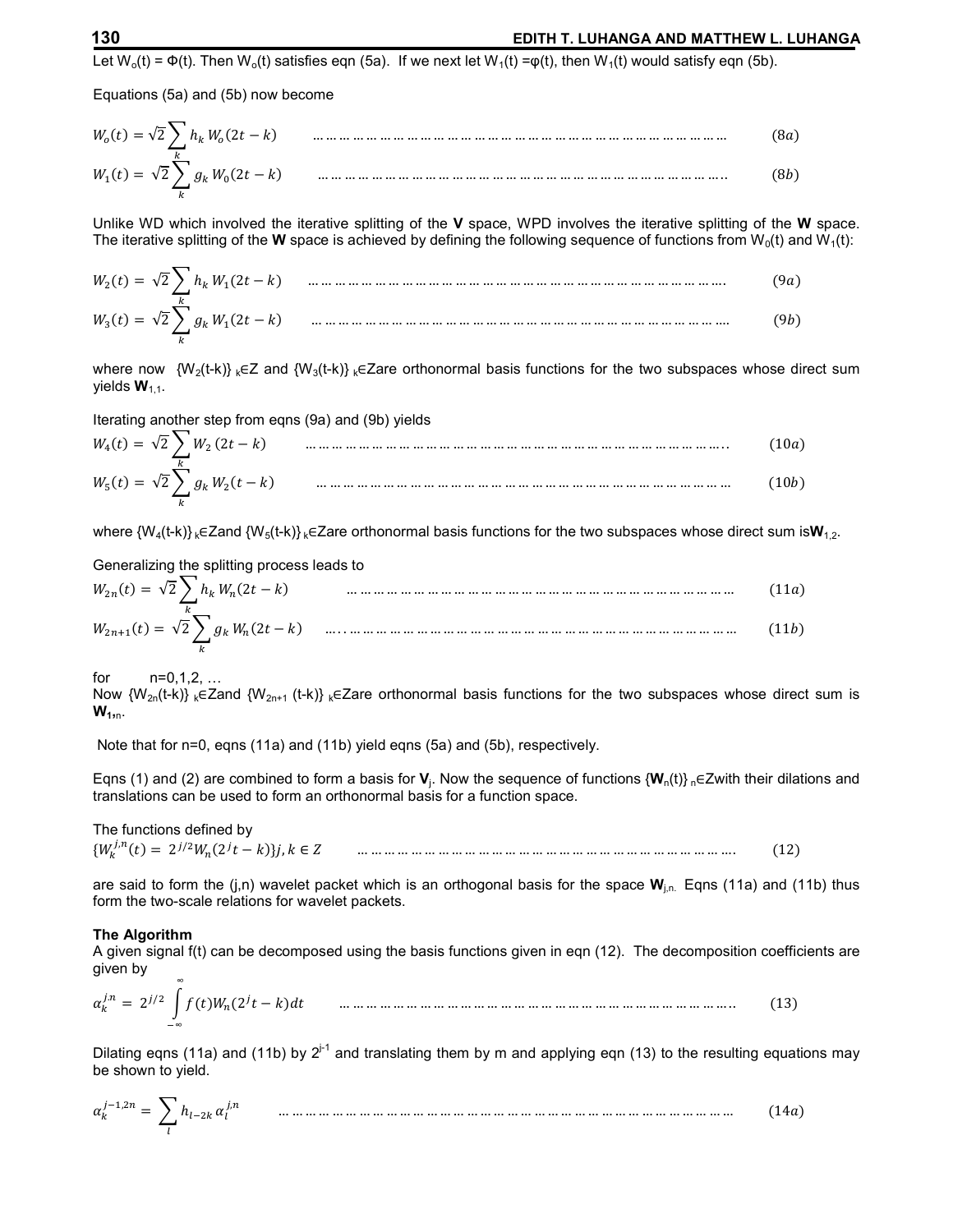Let $W_o(t) = \Phi(t)$. Then $W_o(t)$ satisfies eqn (5a). If we next let $W_1(t) = \varphi(t)$, then $W_1(t)$ would satisfy eqn (5b).

Equations (5a) and (5b) now become

$$W_o(t) = \sqrt{2}\sum_k h_k\, W_o(2t-k) \qquad (8a)$$

$$W_1(t) = \sqrt{2}\sum_k g_k\, W_0(2t-k) \qquad (8b)$$

Unlike WD which involved the iterative splitting of the **V** space, WPD involves the iterative splitting of the **W** space. The iterative splitting of the **W** space is achieved by defining the following sequence of functions from $W_0(t)$ and $W_1(t)$:

$$W_2(t) = \sqrt{2}\sum_k h_k\, W_1(2t-k) \qquad (9a)$$

$$W_3(t) = \sqrt{2}\sum_k g_k\, W_1(2t-k) \qquad (9b)$$

where now $\{W_2(t-k)\}_{k}\in Z$ and $\{W_3(t-k)\}_{k}\in Z$are orthonormal basis functions for the two subspaces whose direct sum yields $\mathbf{W}_{1,1}$.

Iterating another step from eqns (9a) and (9b) yields

$$W_4(t) = \sqrt{2}\sum_k W_2\,(2t-k) \qquad (10a)$$

$$W_5(t) = \sqrt{2}\sum_k g_k\, W_2(t-k) \qquad (10b)$$

where $\{W_4(t-k)\}_{k}\in Z$and $\{W_5(t-k)\}_{k}\in Z$are orthonormal basis functions for the two subspaces whose direct sum is$\mathbf{W}_{1,2}$.

Generalizing the splitting process leads to

$$W_{2n}(t) = \sqrt{2}\sum_k h_k\, W_n(2t-k) \qquad (11a)$$

$$W_{2n+1}(t) = \sqrt{2}\sum_k g_k\, W_n(2t-k) \qquad (11b)$$

for n=0,1,2, …

Now $\{W_{2n}(t-k)\}_{k}\in Z$and $\{W_{2n+1}(t-k)\}_{k}\in Z$are orthonormal basis functions for the two subspaces whose direct sum is $\mathbf{W}_{1,n}$.

Note that for n=0, eqns (11a) and (11b) yield eqns (5a) and (5b), respectively.

Eqns (1) and (2) are combined to form a basis for $\mathbf{V}_j$. Now the sequence of functions $\{\mathbf{W}_n(t)\}_{n}\in Z$with their dilations and translations can be used to form an orthonormal basis for a function space.

The functions defined by

$$\{W_k^{j,n}(t) = 2^{j/2}W_n(2^j t-k)\}j,k\in Z \qquad (12)$$

are said to form the (j,n) wavelet packet which is an orthogonal basis for the space $\mathbf{W}_{j,n}$. Eqns (11a) and (11b) thus form the two-scale relations for wavelet packets.

**The Algorithm**

A given signal f(t) can be decomposed using the basis functions given in eqn (12). The decomposition coefficients are given by

$$\alpha_k^{j,n} = 2^{j/2}\int_{-\infty}^{\infty} f(t)W_n(2^j t-k)dt \qquad (13)$$

Dilating eqns (11a) and (11b) by $2^{j-1}$ and translating them by m and applying eqn (13) to the resulting equations may be shown to yield.

$$\alpha_k^{j-1,2n} = \sum_l h_{l-2k}\,\alpha_l^{j,n} \qquad (14a)$$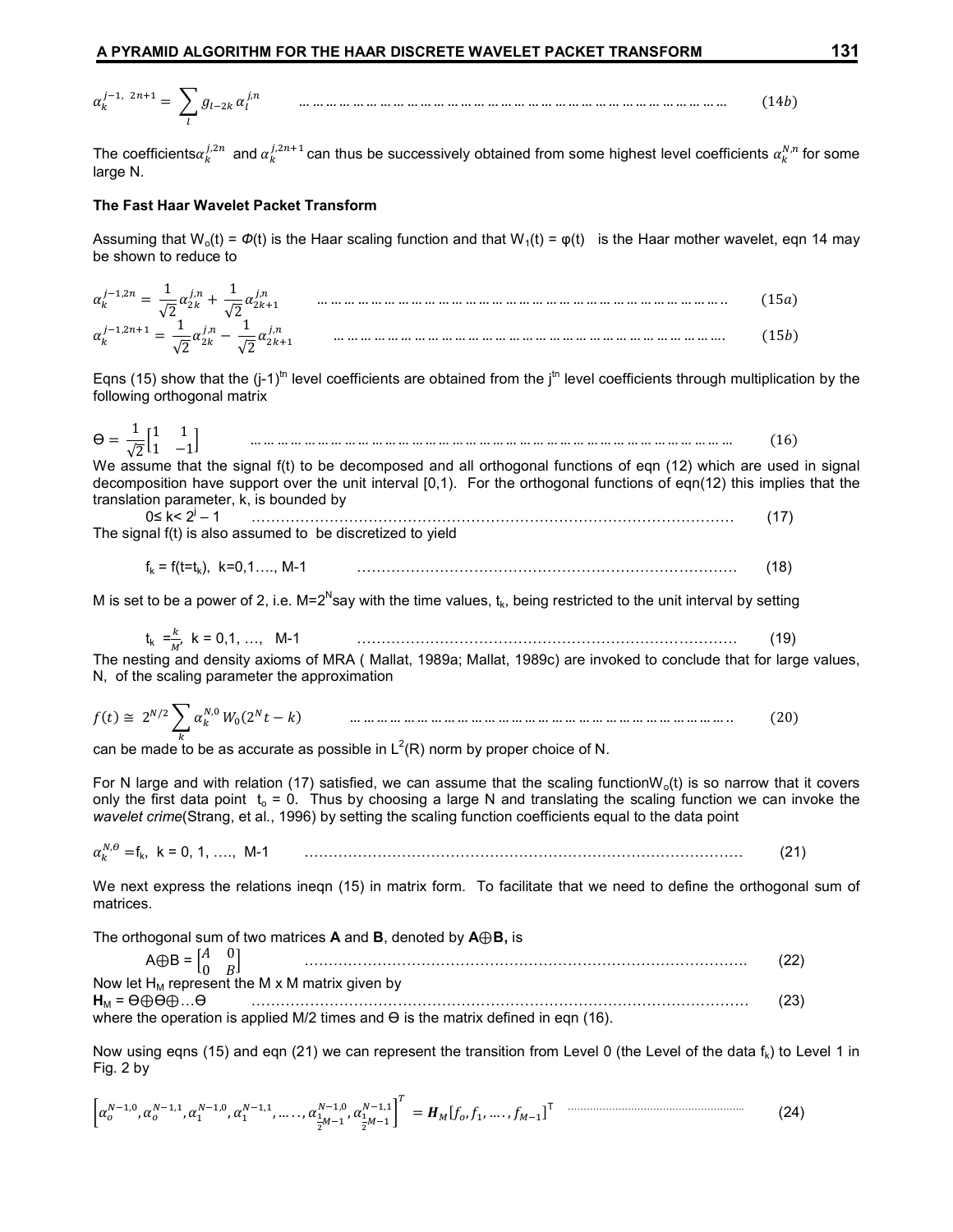$$\alpha_k^{j-1,\ 2n+1} = \sum_l g_{l-2k}\, \alpha_l^{j,n} \qquad (14b)$$

The coefficients $\alpha_k^{j,2n}$ and $\alpha_k^{j,2n+1}$ can thus be successively obtained from some highest level coefficients $\alpha_k^{N,n}$ for some large N.

**The Fast Haar Wavelet Packet Transform**

Assuming that $W_o(t) = \Phi(t)$ is the Haar scaling function and that $W_1(t) = \varphi(t)$ is the Haar mother wavelet, eqn 14 may be shown to reduce to

$$\alpha_k^{j-1,2n} = \frac{1}{\sqrt{2}}\alpha_{2k}^{j,n} + \frac{1}{\sqrt{2}}\alpha_{2k+1}^{j,n} \qquad (15a)$$

$$\alpha_k^{j-1,2n+1} = \frac{1}{\sqrt{2}}\alpha_{2k}^{j,n} - \frac{1}{\sqrt{2}}\alpha_{2k+1}^{j,n} \qquad (15b)$$

Eqns (15) show that the $(j-1)^{\text{th}}$ level coefficients are obtained from the $j^{\text{th}}$ level coefficients through multiplication by the following orthogonal matrix

$$\Theta = \frac{1}{\sqrt{2}}\begin{bmatrix} 1 & 1 \\ 1 & -1 \end{bmatrix} \qquad (16)$$

We assume that the signal f(t) to be decomposed and all orthogonal functions of eqn (12) which are used in signal decomposition have support over the unit interval [0,1). For the orthogonal functions of eqn(12) this implies that the translation parameter, k, is bounded by

$$0 \le k < 2^j - 1 \qquad (17)$$

The signal f(t) is also assumed to be discretized to yield

$$f_k = f(t=t_k),\ k=0,1\ldots,\ M-1 \qquad (18)$$

M is set to be a power of 2, i.e. $M=2^N$ say with the time values, $t_k$, being restricted to the unit interval by setting

$$t_k = \frac{k}{M},\ k = 0,1,\ \ldots,\ M-1 \qquad (19)$$

The nesting and density axioms of MRA ( Mallat, 1989a; Mallat, 1989c) are invoked to conclude that for large values, N, of the scaling parameter the approximation

$$f(t) \cong 2^{N/2}\sum_k \alpha_k^{N,0}\, W_0(2^N t - k) \qquad (20)$$

can be made to be as accurate as possible in $L^2(R)$ norm by proper choice of N.

For N large and with relation (17) satisfied, we can assume that the scaling function $W_o(t)$ is so narrow that it covers only the first data point $t_o = 0$. Thus by choosing a large N and translating the scaling function we can invoke the *wavelet crime* (Strang, et al., 1996) by setting the scaling function coefficients equal to the data point

$$\alpha_k^{N,\theta} = f_k,\ k = 0,\ 1,\ \ldots,\ M-1 \qquad (21)$$

We next express the relations in eqn (15) in matrix form. To facilitate that we need to define the orthogonal sum of matrices.

The orthogonal sum of two matrices **A** and **B**, denoted by **A⊕B,** is

$$A \oplus B = \begin{bmatrix} A & 0 \\ 0 & B \end{bmatrix} \qquad (22)$$

Now let $H_M$ represent the M x M matrix given by

$$\mathbf{H}_M = \Theta \oplus \Theta \oplus \ldots \Theta \qquad (23)$$

where the operation is applied M/2 times and Θ is the matrix defined in eqn (16).

Now using eqns (15) and eqn (21) we can represent the transition from Level 0 (the Level of the data $f_k$) to Level 1 in Fig. 2 by

$$\left[\alpha_o^{N-1,0}, \alpha_o^{N-1,1}, \alpha_1^{N-1,0}, \alpha_1^{N-1,1}, \ldots\ldots, \alpha_{\frac{1}{2}M-1}^{N-1,0}, \alpha_{\frac{1}{2}M-1}^{N-1,1}\right]^T = \boldsymbol{H}_M [f_o, f_1, \ldots, f_{M-1}]^{\mathsf{T}} \qquad (24)$$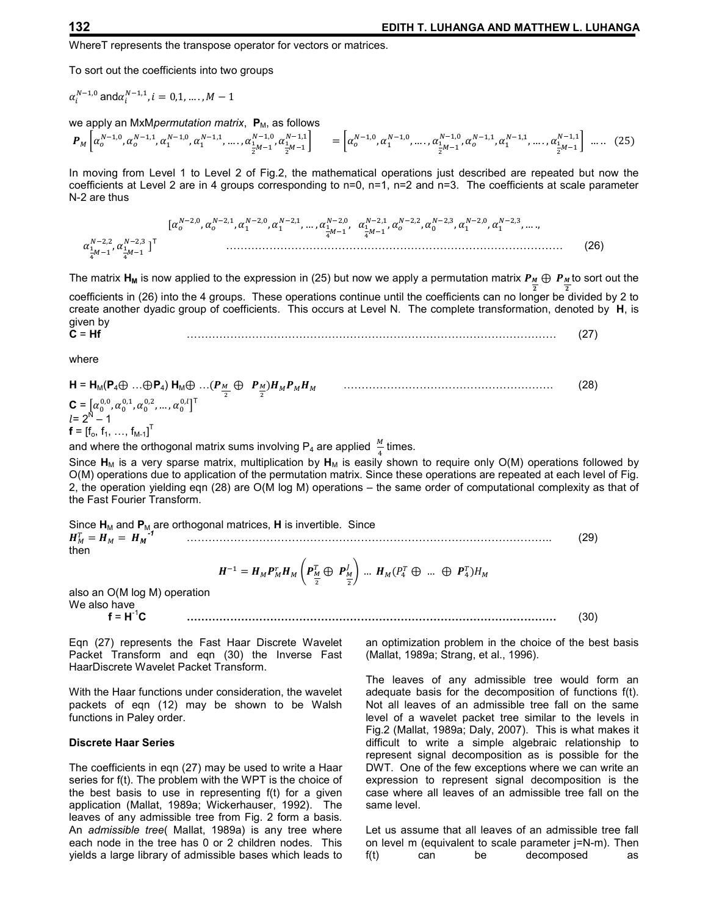WhereT represents the transpose operator for vectors or matrices.

To sort out the coefficients into two groups

$\alpha_i^{N-1,0}$ and $\alpha_i^{N-1,1}, i = 0,1, \ldots, M-1$

we apply an MxM *permutation matrix*, $\mathbf{P}_M$, as follows

$$\boldsymbol{P}_M\left[\alpha_o^{N-1,0}, \alpha_o^{N-1,1}, \alpha_1^{N-1,0}, \alpha_1^{N-1,1}, \ldots, \alpha_{\frac{1}{2}M-1}^{N-1,0}, \alpha_{\frac{1}{2}M-1}^{N-1,1}\right] = \left[\alpha_o^{N-1,0}, \alpha_1^{N-1,0}, \ldots, \alpha_{\frac{1}{2}M-1}^{N-1,0}, \alpha_o^{N-1,1}, \alpha_1^{N-1,1}, \ldots, \alpha_{\frac{1}{2}M-1}^{N-1,1}\right] \quad \ldots \quad (25)$$

In moving from Level 1 to Level 2 of Fig.2, the mathematical operations just described are repeated but now the coefficients at Level 2 are in 4 groups corresponding to n=0, n=1, n=2 and n=3. The coefficients at scale parameter N-2 are thus

$$[\alpha_o^{N-2,0}, \alpha_o^{N-2,1}, \alpha_1^{N-2,0}, \alpha_1^{N-2,1}, \ldots, \alpha_{\frac{1}{4}M-1}^{N-2,0}, \alpha_{\frac{1}{4}M-1}^{N-2,1}, \alpha_o^{N-2,2}, \alpha_0^{N-2,3}, \alpha_1^{N-2,0}, \alpha_1^{N-2,3}, \ldots, \alpha_{\frac{1}{4}M-1}^{N-2,2}, \alpha_{\frac{1}{4}M-1}^{N-2,3}]^T \quad \ldots \quad (26)$$

The matrix $\mathbf{H_M}$ is now applied to the expression in (25) but now we apply a permutation matrix $\boldsymbol{P}_{\frac{M}{2}} \oplus \boldsymbol{P}_{\frac{M}{2}}$ to sort out the coefficients in (26) into the 4 groups. These operations continue until the coefficients can no longer be divided by 2 to create another dyadic group of coefficients. This occurs at Level N. The complete transformation, denoted by **H**, is given by

$$\mathbf{C} = \mathbf{Hf} \quad \ldots \quad (27)$$

where

$$\mathbf{H} = \mathbf{H}_M(\mathbf{P}_4 \oplus \ldots \oplus \mathbf{P}_4)\,\mathbf{H}_M \oplus \ldots (\boldsymbol{P}_{\frac{M}{2}} \oplus \boldsymbol{P}_{\frac{M}{2}})\boldsymbol{H}_M \boldsymbol{P}_M \boldsymbol{H}_M \quad \ldots \quad (28)$$

$\mathbf{C} = \left[\alpha_0^{0,0}, \alpha_0^{0,1}, \alpha_0^{0,2}, \ldots, \alpha_0^{0,l}\right]^T$

$l = 2^N - 1$

$\mathbf{f} = [f_o, f_1, \ldots, f_{M-1}]^T$

and where the orthogonal matrix sums involving $P_4$ are applied $\frac{M}{4}$ times.

Since $\mathbf{H}_M$ is a very sparse matrix, multiplication by $\mathbf{H}_M$ is easily shown to require only O(M) operations followed by O(M) operations due to application of the permutation matrix. Since these operations are repeated at each level of Fig. 2, the operation yielding eqn (28) are O(M log M) operations – the same order of computational complexity as that of the Fast Fourier Transform.

Since $\mathbf{H}_M$ and $\mathbf{P}_M$ are orthogonal matrices, **H** is invertible. Since

$$\boldsymbol{H}_M^T = \boldsymbol{H}_M = \boldsymbol{H}_M^{-1} \quad \ldots \quad (29)$$

then

$$\boldsymbol{H}^{-1} = \boldsymbol{H}_M \boldsymbol{P}_M^r \boldsymbol{H}_M \left(\boldsymbol{P}_{\frac{M}{2}}^T \oplus \boldsymbol{P}_{\frac{M}{2}}^J\right) \ldots \boldsymbol{H}_M(P_4^T \oplus \ldots \oplus \boldsymbol{P}_4^T)H_M$$

also an O(M log M) operation

We also have

$$\mathbf{f} = \mathbf{H}^{-1}\mathbf{C} \quad \ldots \quad (30)$$

Eqn (27) represents the Fast Haar Discrete Wavelet Packet Transform and eqn (30) the Inverse Fast HaarDiscrete Wavelet Packet Transform.

With the Haar functions under consideration, the wavelet packets of eqn (12) may be shown to be Walsh functions in Paley order.

**Discrete Haar Series**

The coefficients in eqn (27) may be used to write a Haar series for f(t). The problem with the WPT is the choice of the best basis to use in representing f(t) for a given application (Mallat, 1989a; Wickerhauser, 1992). The leaves of any admissible tree from Fig. 2 form a basis. An *admissible tree*( Mallat, 1989a) is any tree where each node in the tree has 0 or 2 children nodes. This yields a large library of admissible bases which leads to an optimization problem in the choice of the best basis (Mallat, 1989a; Strang, et al., 1996).

The leaves of any admissible tree would form an adequate basis for the decomposition of functions f(t). Not all leaves of an admissible tree fall on the same level of a wavelet packet tree similar to the levels in Fig.2 (Mallat, 1989a; Daly, 2007). This is what makes it difficult to write a simple algebraic relationship to represent signal decomposition as is possible for the DWT. One of the few exceptions where we can write an expression to represent signal decomposition is the case where all leaves of an admissible tree fall on the same level.

Let us assume that all leaves of an admissible tree fall on level m (equivalent to scale parameter j=N-m). Then f(t) can be decomposed as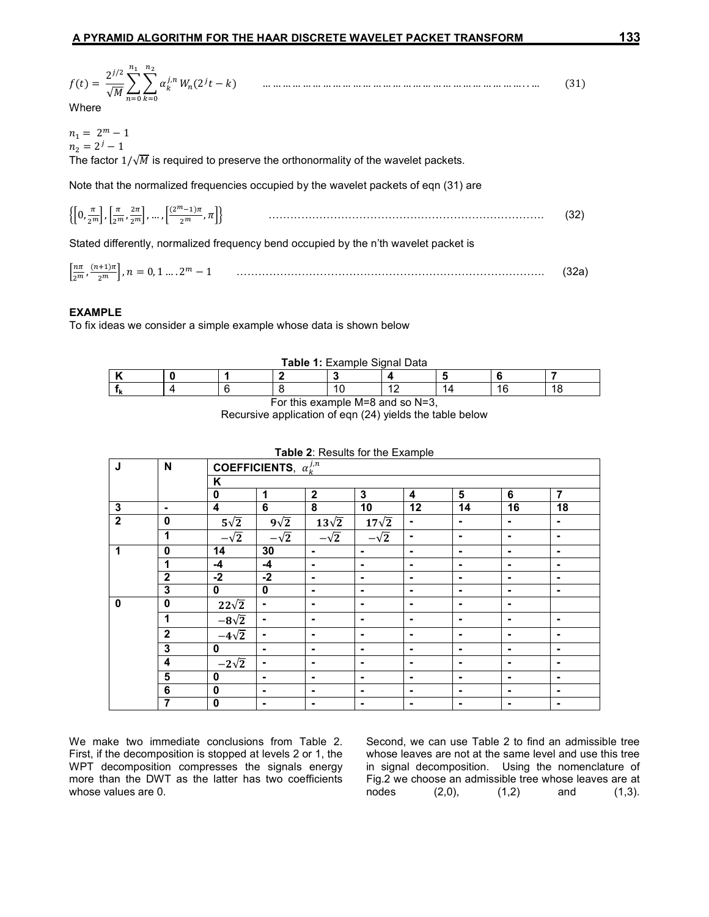$$f(t) = \frac{2^{j/2}}{\sqrt{M}} \sum_{n=0}^{n_1} \sum_{k=0}^{n_2} \alpha_k^{j,n} W_n(2^j t - k) \qquad \ldots\ldots\ldots\ldots\ldots\ldots\ldots\ldots\ldots\ldots\ldots\ldots\ldots\ldots\ldots \qquad (31)$$

Where

$n_1 = 2^m - 1$
$n_2 = 2^j - 1$

The factor $1/\sqrt{M}$ is required to preserve the orthonormality of the wavelet packets.

Note that the normalized frequencies occupied by the wavelet packets of eqn (31) are

$$\left\{\left[0, \frac{\pi}{2^m}\right], \left[\frac{\pi}{2^m}, \frac{2\pi}{2^m}\right], \ldots, \left[\frac{(2^m-1)\pi}{2^m}, \pi\right]\right\} \qquad \ldots\ldots\ldots\ldots\ldots\ldots\ldots\ldots\ldots\ldots\ldots\ldots \qquad (32)$$

Stated differently, normalized frequency bend occupied by the n'th wavelet packet is

$$\left[\frac{n\pi}{2^m}, \frac{(n+1)\pi}{2^m}\right], n = 0, 1 \ldots . 2^m - 1 \qquad \ldots\ldots\ldots\ldots\ldots\ldots\ldots\ldots\ldots\ldots\ldots\ldots \qquad (32a)$$

## EXAMPLE

To fix ideas we consider a simple example whose data is shown below

**Table 1:** Example Signal Data

| K | 0 | 1 | 2 | 3 | 4 | 5 | 6 | 7 |
|---|---|---|---|---|---|---|---|---|
| $f_k$ | 4 | 6 | 8 | 10 | 12 | 14 | 16 | 18 |

For this example M=8 and so N=3,
Recursive application of eqn (24) yields the table below

**Table 2**: Results for the Example

| J | N | COEFFICIENTS, $\alpha_k^{j,n}$ | | | | | | | |
|---|---|---|---|---|---|---|---|---|---|
| | | K | | | | | | | |
| | | 0 | 1 | 2 | 3 | 4 | 5 | 6 | 7 |
| 3 | - | 4 | 6 | 8 | 10 | 12 | 14 | 16 | 18 |
| 2 | 0 | $5\sqrt{2}$ | $9\sqrt{2}$ | $13\sqrt{2}$ | $17\sqrt{2}$ | - | - | - | - |
| | 1 | $-\sqrt{2}$ | $-\sqrt{2}$ | $-\sqrt{2}$ | $-\sqrt{2}$ | - | - | - | - |
| 1 | 0 | 14 | 30 | - | - | - | - | - | - |
| | 1 | -4 | -4 | - | - | - | - | - | - |
| | 2 | -2 | -2 | - | - | - | - | - | - |
| | 3 | 0 | 0 | - | - | - | - | - | - |
| 0 | 0 | $22\sqrt{2}$ | - | - | - | - | - | - | |
| | 1 | $-8\sqrt{2}$ | - | - | - | - | - | - | - |
| | 2 | $-4\sqrt{2}$ | - | - | - | - | - | - | - |
| | 3 | 0 | - | - | - | - | - | - | - |
| | 4 | $-2\sqrt{2}$ | - | - | - | - | - | - | - |
| | 5 | 0 | - | - | - | - | - | - | - |
| | 6 | 0 | - | - | - | - | - | - | - |
| | 7 | 0 | - | - | - | - | - | - | - |

We make two immediate conclusions from Table 2. First, if the decomposition is stopped at levels 2 or 1, the WPT decomposition compresses the signals energy more than the DWT as the latter has two coefficients whose values are 0.

Second, we can use Table 2 to find an admissible tree whose leaves are not at the same level and use this tree in signal decomposition. Using the nomenclature of Fig.2 we choose an admissible tree whose leaves are at nodes (2,0), (1,2) and (1,3).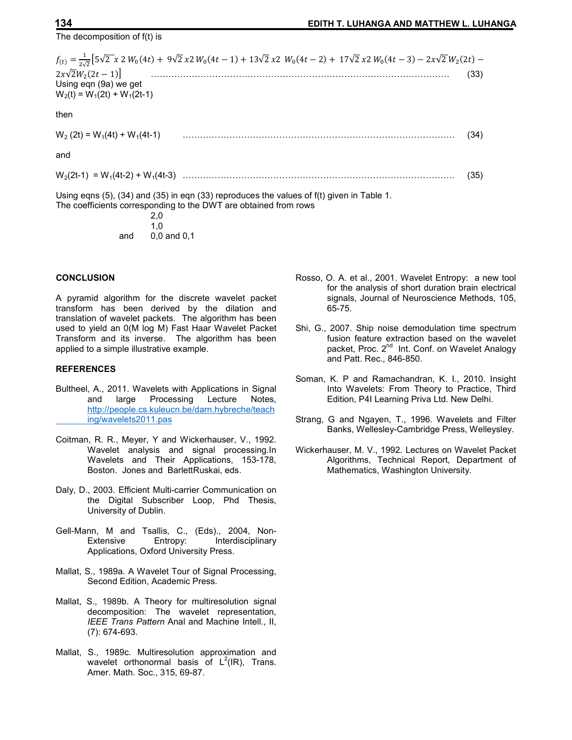The decomposition of f(t) is

$$f_{(t)} = \frac{1}{2\sqrt{2}}\left[5\sqrt{2}\ x\ 2\ W_0(4t) + 9\sqrt{2}\ x2\ W_0(4t-1) + 13\sqrt{2}\ x2\ \ W_0(4t-2) + 17\sqrt{2}\ x2\ W_0(4t-3) - 2x\sqrt{2}\ W_2(2t) - 2x\sqrt{2}W_2(2t-1)\right] \qquad (33)$$

Using eqn (9a) we get

$W_2(t) = W_1(2t) + W_1(2t-1)$

then

$$W_2\ (2t) = W_1(4t) + W_1(4t-1) \qquad (34)$$

and

$$W_2(2t-1) = W_1(4t-2) + W_1(4t-3) \qquad (35)$$

Using eqns (5), (34) and (35) in eqn (33) reproduces the values of f(t) given in Table 1.
The coefficients corresponding to the DWT are obtained from rows

2,0
1,0
and 0,0 and 0,1

## CONCLUSION

A pyramid algorithm for the discrete wavelet packet transform has been derived by the dilation and translation of wavelet packets. The algorithm has been used to yield an 0(M log M) Fast Haar Wavelet Packet Transform and its inverse. The algorithm has been applied to a simple illustrative example.

## REFERENCES

Bultheel, A., 2011. Wavelets with Applications in Signal and large Processing Lecture Notes, http://people.cs.kuleucn.be/darn.hybreche/teaching/wavelets2011.pas

Coitman, R. R., Meyer, Y and Wickerhauser, V., 1992. Wavelet analysis and signal processing.In Wavelets and Their Applications, 153-178, Boston. Jones and BarlettRuskai, eds.

Daly, D., 2003. Efficient Multi-carrier Communication on the Digital Subscriber Loop, Phd Thesis, University of Dublin.

Gell-Mann, M and Tsallis, C., (Eds)., 2004, Non-Extensive Entropy: Interdisciplinary Applications, Oxford University Press.

Mallat, S., 1989a. A Wavelet Tour of Signal Processing, Second Edition, Academic Press.

Mallat, S., 1989b. A Theory for multiresolution signal decomposition: The wavelet representation, *IEEE Trans Pattern* Anal and Machine Intell., II, (7): 674-693.

Mallat, S., 1989c. Multiresolution approximation and wavelet orthonormal basis of $L^2$(IR), Trans. Amer. Math. Soc., 315, 69-87.

Rosso, O. A. et al., 2001. Wavelet Entropy: a new tool for the analysis of short duration brain electrical signals, Journal of Neuroscience Methods, 105, 65-75.

Shi, G., 2007. Ship noise demodulation time spectrum fusion feature extraction based on the wavelet packet, Proc. 2nd Int. Conf. on Wavelet Analogy and Patt. Rec., 846-850.

Soman, K. P and Ramachandran, K. I., 2010. Insight Into Wavelets: From Theory to Practice, Third Edition, P4I Learning Priva Ltd. New Delhi.

Strang, G and Ngayen, T., 1996. Wavelets and Filter Banks, Wellesley-Cambridge Press, Welleysley.

Wickerhauser, M. V., 1992. Lectures on Wavelet Packet Algorithms, Technical Report, Department of Mathematics, Washington University.